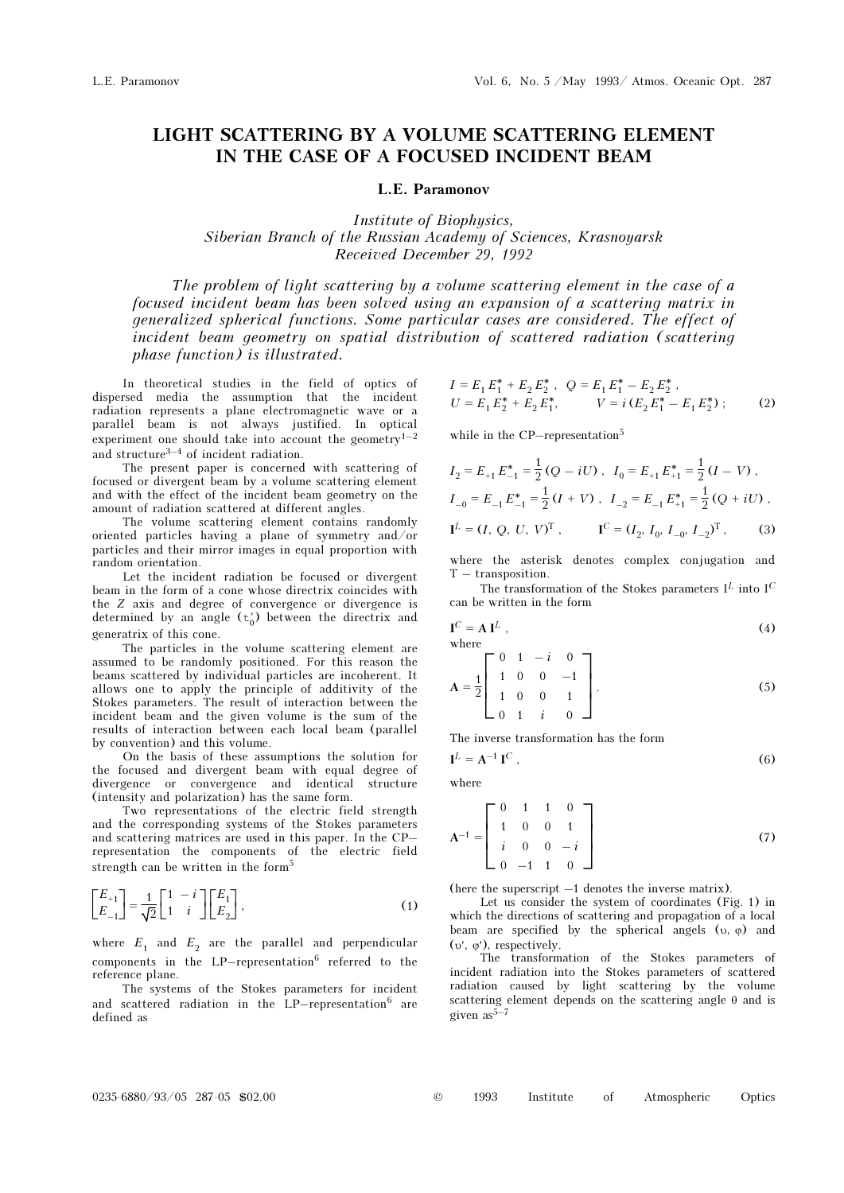# LIGHT SCATTERING BY A VOLUME SCATTERING ELEMENT IN THE CASE OF A FOCUSED INCIDENT BEAM

**L.E. Paramonov**

*Institute of Biophysics,*
*Siberian Branch of the Russian Academy of Sciences, Krasnoyarsk*
*Received December 29, 1992*

*The problem of light scattering by a volume scattering element in the case of a focused incident beam has been solved using an expansion of a scattering matrix in generalized spherical functions. Some particular cases are considered. The effect of incident beam geometry on spatial distribution of scattered radiation (scattering phase function) is illustrated.*

In theoretical studies in the field of optics of dispersed media the assumption that the incident radiation represents a plane electromagnetic wave or a parallel beam is not always justified. In optical experiment one should take into account the geometry[1–2] and structure[3–4] of incident radiation.

The present paper is concerned with scattering of focused or divergent beam by a volume scattering element and with the effect of the incident beam geometry on the amount of radiation scattered at different angles.

The volume scattering element contains randomly oriented particles having a plane of symmetry and/or particles and their mirror images in equal proportion with random orientation.

Let the incident radiation be focused or divergent beam in the form of a cone whose directrix coincides with the $Z$ axis and degree of convergence or divergence is determined by an angle ($\upsilon_0'$) between the directrix and generatrix of this cone.

The particles in the volume scattering element are assumed to be randomly positioned. For this reason the beams scattered by individual particles are incoherent. It allows one to apply the principle of additivity of the Stokes parameters. The result of interaction between the incident beam and the given volume is the sum of the results of interaction between each local beam (parallel by convention) and this volume.

On the basis of these assumptions the solution for the focused and divergent beam with equal degree of divergence or convergence and identical structure (intensity and polarization) has the same form.

Two representations of the electric field strength and the corresponding systems of the Stokes parameters and scattering matrices are used in this paper. In the CP–representation the components of the electric field strength can be written in the form[5]

$$\begin{bmatrix} E_{+1} \\ E_{-1} \end{bmatrix} = \frac{1}{\sqrt{2}} \begin{bmatrix} 1 & -i \\ 1 & i \end{bmatrix} \begin{bmatrix} E_1 \\ E_2 \end{bmatrix}, \tag{1}$$

where $E_1$ and $E_2$ are the parallel and perpendicular components in the LP–representation[6] referred to the reference plane.

The systems of the Stokes parameters for incident and scattered radiation in the LP–representation[6] are defined as

$$I = E_1 E_1^* + E_2 E_2^* , \quad Q = E_1 E_1^* - E_2 E_2^* ,$$
$$U = E_1 E_2^* + E_2 E_1^*, \qquad V = i(E_2 E_1^* - E_1 E_2^*) ; \tag{2}$$

while in the CP–representation[5]

$$I_2 = E_{+1} E_{-1}^* = \frac{1}{2}(Q - iU) , \quad I_0 = E_{+1} E_{+1}^* = \frac{1}{2}(I - V) ,$$
$$I_{-0} = E_{-1} E_{-1}^* = \frac{1}{2}(I + V) , \quad I_{-2} = E_{-1} E_{+1}^* = \frac{1}{2}(Q + iU) ,$$
$$\mathbf{I}^L = (I, Q, U, V)^{\mathrm{T}} , \qquad \mathbf{I}^C = (I_2, I_0, I_{-0}, I_{-2})^{\mathrm{T}} , \tag{3}$$

where the asterisk denotes complex conjugation and T – transposition.

The transformation of the Stokes parameters $\mathbf{I}^L$ into $\mathbf{I}^C$ can be written in the form

$$\mathbf{I}^C = \mathbf{A}\,\mathbf{I}^L , \tag{4}$$

where

$$\mathbf{A} = \frac{1}{2} \begin{bmatrix} 0 & 1 & -i & 0 \\ 1 & 0 & 0 & -1 \\ 1 & 0 & 0 & 1 \\ 0 & 1 & i & 0 \end{bmatrix} . \tag{5}$$

The inverse transformation has the form

$$\mathbf{I}^L = \mathbf{A}^{-1}\,\mathbf{I}^C , \tag{6}$$

where

$$\mathbf{A}^{-1} = \begin{bmatrix} 0 & 1 & 1 & 0 \\ 1 & 0 & 0 & 1 \\ i & 0 & 0 & -i \\ 0 & -1 & 1 & 0 \end{bmatrix} \tag{7}$$

(here the superscript –1 denotes the inverse matrix).

Let us consider the system of coordinates (Fig. 1) in which the directions of scattering and propagation of a local beam are specified by the spherical angels ($\upsilon$, $\varphi$) and ($\upsilon'$, $\varphi'$), respectively.

The transformation of the Stokes parameters of incident radiation into the Stokes parameters of scattered radiation caused by light scattering by the volume scattering element depends on the scattering angle $\theta$ and is given as[5–7]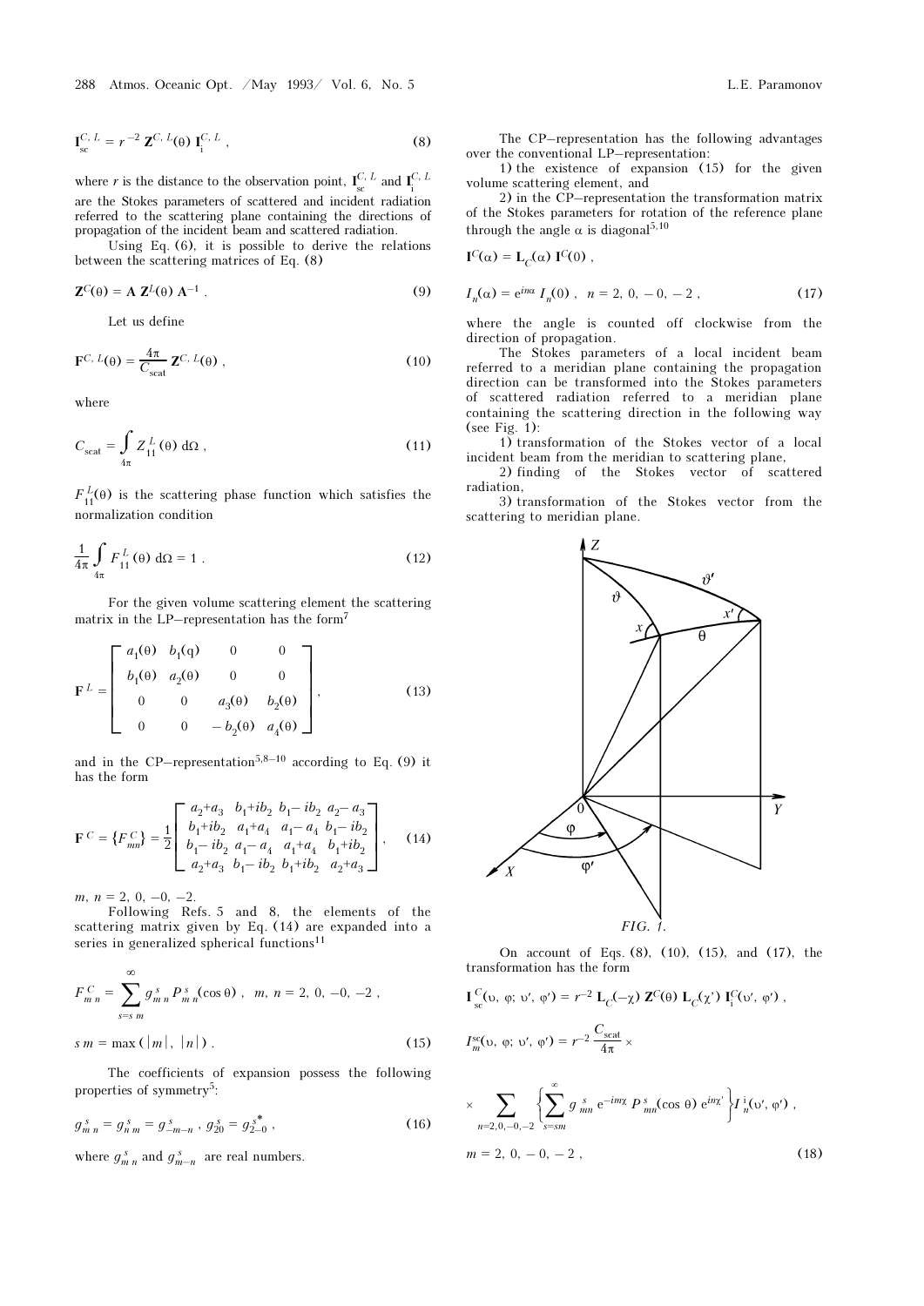$$\mathbf{I}_{\text{sc}}^{C,\,L} = r^{-2}\,\mathbf{Z}^{C,\,L}(\theta)\,\mathbf{I}_{\text{i}}^{C,\,L}\,, \tag{8}$$

where $r$ is the distance to the observation point, $\mathbf{I}_{\text{sc}}^{C,\,L}$ and $\mathbf{I}_{\text{i}}^{C,\,L}$ are the Stokes parameters of scattered and incident radiation referred to the scattering plane containing the directions of propagation of the incident beam and scattered radiation.

Using Eq. (6), it is possible to derive the relations between the scattering matrices of Eq. (8)

$$\mathbf{Z}^{C}(\theta) = \mathbf{A}\,\mathbf{Z}^{L}(\theta)\,\mathbf{A}^{-1}\,. \tag{9}$$

Let us define

$$\mathbf{F}^{C,\,L}(\theta) = \frac{4\pi}{C_{\text{scat}}}\,\mathbf{Z}^{C,\,L}(\theta)\,, \tag{10}$$

where

$$C_{\text{scat}} = \int\limits_{4\pi} Z_{11}^{\,L}(\theta)\,\mathrm{d}\Omega\,, \tag{11}$$

$F_{11}^{L}(\theta)$ is the scattering phase function which satisfies the normalization condition

$$\frac{1}{4\pi}\int\limits_{4\pi} F_{11}^{\,L}(\theta)\,\mathrm{d}\Omega = 1\,. \tag{12}$$

For the given volume scattering element the scattering matrix in the LP–representation has the form[7]

$$\mathbf{F}^{L} = \begin{bmatrix} a_1(\theta) & b_1(\mathrm{q}) & 0 & 0 \\ b_1(\theta) & a_2(\theta) & 0 & 0 \\ 0 & 0 & a_3(\theta) & b_2(\theta) \\ 0 & 0 & -b_2(\theta) & a_4(\theta) \end{bmatrix}, \tag{13}$$

and in the CP–representation[5,8–10] according to Eq. (9) it has the form

$$\mathbf{F}^{C} = \left\{F_{mn}^{C}\right\} = \frac{1}{2}\begin{bmatrix} a_2{+}a_3 & b_1{+}ib_2 & b_1{-}\,ib_2 & a_2{-}\,a_3 \\ b_1{+}ib_2 & a_1{+}a_4 & a_1{-}\,a_4 & b_1{-}\,ib_2 \\ b_1{-}\,ib_2 & a_1{-}\,a_4 & a_1{+}a_4 & b_1{+}ib_2 \\ a_2{+}a_3 & b_1{-}\,ib_2 & b_1{+}ib_2 & a_2{+}a_3 \end{bmatrix}, \tag{14}$$

$m,\ n = 2,\ 0,\ -0,\ -2.$

Following Refs. 5 and 8, the elements of the scattering matrix given by Eq. (14) are expanded into a series in generalized spherical functions[11]

$$F_{m\,n}^{\,C} = \sum_{s=s\,m}^{\infty} g_{m\,n}^{\,s}\,P_{m\,n}^{\,s}(\cos\theta)\,,\quad m,\ n = 2,\ 0,\ -0,\ -2\,,$$

$$s\,m = \max\left(|m|,\ |n|\right)\,. \tag{15}$$

The coefficients of expansion possess the following properties of symmetry[5]:

$$g_{m\,n}^{\,s} = g_{n\,m}^{\,s} = g_{-m-n}^{\,s}\,,\ g_{20}^{\,s} = g_{2-0}^{\,s\,*}\,, \tag{16}$$

where $g_{m\,n}^{\,s}$ and $g_{m-n}^{\,s}$ are real numbers.

The CP–representation has the following advantages over the conventional LP–representation:

1) the existence of expansion (15) for the given volume scattering element, and

2) in the CP–representation the transformation matrix of the Stokes parameters for rotation of the reference plane through the angle $\alpha$ is diagonal[5,10]

$$\mathbf{I}^{C}(\alpha) = \mathbf{L}_{C}(\alpha)\,\mathbf{I}^{C}(0)\,,$$

$$I_n(\alpha) = \mathrm{e}^{in\alpha}\,I_n(0)\,,\quad n = 2,\ 0,\ -0,\ -2\,, \tag{17}$$

where the angle is counted off clockwise from the direction of propagation.

The Stokes parameters of a local incident beam referred to a meridian plane containing the propagation direction can be transformed into the Stokes parameters of scattered radiation referred to a meridian plane containing the scattering direction in the following way (see Fig. 1):

1) transformation of the Stokes vector of a local incident beam from the meridian to scattering plane,

2) finding of the Stokes vector of scattered radiation,

3) transformation of the Stokes vector from the scattering to meridian plane.

FIG. 1.

On account of Eqs. (8), (10), (15), and (17), the transformation has the form

$$\mathbf{I}_{\text{sc}}^{\,C}(\upsilon,\ \varphi;\ \upsilon',\ \varphi') = r^{-2}\,\mathbf{L}_{C}(-\chi)\,\mathbf{Z}^{C}(\theta)\,\mathbf{L}_{C}(\chi')\,\mathbf{I}_{\text{i}}^{C}(\upsilon',\ \varphi')\,,$$

$$I_m^{\text{sc}}(\upsilon,\ \varphi;\ \upsilon',\ \varphi') = r^{-2}\,\frac{C_{\text{scat}}}{4\pi}\,\times$$

$$\times \sum_{n=2,0,-0,-2}\left\{\sum_{s=sm}^{\infty} g_{mn}^{\,s}\,\mathrm{e}^{-im\chi}\,P_{mn}^{\,s}(\cos\theta)\,\mathrm{e}^{in\chi'}\right\} I_n^{\,\mathrm{i}}(\upsilon',\ \varphi')\,,$$

$$m = 2,\ 0,\ -0,\ -2\,, \tag{18}$$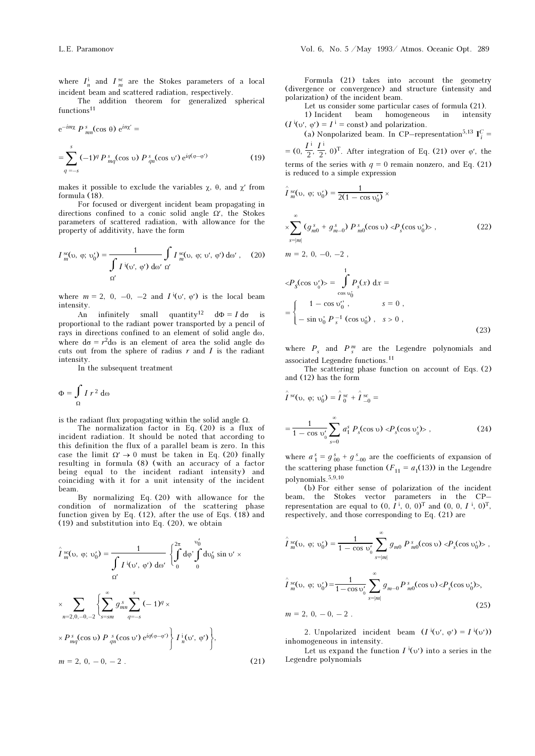where $I_n^{\rm i}$ and $I_m^{\rm sc}$ are the Stokes parameters of a local incident beam and scattered radiation, respectively.

The addition theorem for generalized spherical functions[11]

$$
{\rm e}^{-im\chi}\, P^s_{mn}(\cos\theta)\, {\rm e}^{in\chi'} = \sum_{q=-s}^{s} (-1)^q\, P^s_{mq}(\cos\upsilon)\, P^s_{qn}(\cos\upsilon')\, {\rm e}^{iq(\varphi-\varphi')} \qquad (19)
$$

makes it possible to exclude the variables $\chi$, $\theta$, and $\chi'$ from formula (18).

For focused or divergent incident beam propagating in directions confined to a conic solid angle $\Omega'$, the Stokes parameters of scattered radiation, with allowance for the property of additivity, have the form

$$
I_m^{sc}(\upsilon, \varphi; \upsilon_0') = \frac{1}{\displaystyle\int_{\Omega'} I^{\rm i}(\upsilon', \varphi')\, {\rm d}\omega'} \int_{\Omega'} I_m^{sc}(\upsilon, \varphi; \upsilon', \varphi')\, {\rm d}\omega' , \qquad (20)
$$

where $m = 2,\ 0,\ -0,\ -2$ and $I^{\rm i}(\upsilon', \varphi')$ is the local beam intensity.

An infinitely small quantity[12] ${\rm d}\Phi = I\,{\rm d}\sigma$ is proportional to the radiant power transported by a pencil of rays in directions confined to an element of solid angle ${\rm d}\omega$, where ${\rm d}\sigma = r^2{\rm d}\omega$ is an element of area the solid angle ${\rm d}\omega$ cuts out from the sphere of radius $r$ and $I$ is the radiant intensity.

In the subsequent treatment

$$
\Phi = \int_{\Omega} I\, r^2\, {\rm d}\omega
$$

is the radiant flux propagating within the solid angle $\Omega$.

The normalization factor in Eq. (20) is a flux of incident radiation. It should be noted that according to this definition the flux of a parallel beam is zero. In this case the limit $\Omega' \to 0$ must be taken in Eq. (20) finally resulting in formula (8) (with an accuracy of a factor being equal to the incident radiant intensity) and coinciding with it for a unit intensity of the incident beam.

By normalizing Eq. (20) with allowance for the condition of normalization of the scattering phase function given by Eq. (12), after the use of Eqs. (18) and (19) and substitution into Eq. (20), we obtain

$$
\hat{I}_m^{sc}(\upsilon, \varphi; \upsilon_0') = \frac{1}{\displaystyle\int_{\Omega'} I^{\rm i}(\upsilon', \varphi')\, {\rm d}\omega'} \left\{ \int_0^{2\pi} {\rm d}\varphi' \int_0^{\upsilon_0'} {\rm d}\upsilon_0' \sin\upsilon' \times \right.
$$

$$
\times \sum_{n=2,0,-0,-2}\ \left\{ \sum_{s=sm}^{\infty} g^s_{mn} \sum_{q=-s}^{s} (-1)^q \times \right.
$$

$$
\left.\left. \times P^s_{mq}(\cos\upsilon)\, P^s_{qn}(\cos\upsilon')\, {\rm e}^{iq(\varphi-\varphi')} \right\} I_n^{\rm i}(\upsilon', \varphi') \right\},
$$

$$
m = 2,\ 0,\ -0,\ -2\ . \qquad (21)
$$

Formula (21) takes into account the geometry (divergence or convergence) and structure (intensity and polarization) of the incident beam.

Let us consider some particular cases of formula (21).

1) Incident beam homogeneous in intensity ($I^{\rm i}(\upsilon', \varphi') = I^{\rm i} = $ const) and polarization.

(a) Nonpolarized beam. In CP–representation[5,13] $\mathbf{I}_i^C = (0, \frac{I^{\rm i}}{2}, \frac{I^{\rm i}}{2}, 0)^{\rm T}$. After integration of Eq. (21) over $\varphi'$, the terms of the series with $q = 0$ remain nonzero, and Eq. (21) is reduced to a simple expression

$$
\hat{I}_m^{sc}(\upsilon, \varphi; \upsilon_0') = \frac{1}{2(1-\cos\upsilon_0')} \times \sum_{s=|m|}^{\infty} (g^s_{m0} + g^s_{m-0})\, P^s_{m0}(\cos\upsilon) \langle P_s(\cos\upsilon_0')\rangle , \qquad (22)
$$

$$
m = 2,\ 0,\ -0,\ -2\ ,
$$

$$
\langle P_s(\cos\upsilon_0')\rangle = \int_{\cos\upsilon_0'}^{1} P_s(x)\, {\rm d}x = \begin{cases} 1 - \cos\upsilon_0' , & s = 0 , \\ -\sin\upsilon_0'\, P_s^{-1}(\cos\upsilon_0') , & s > 0 , \end{cases} \qquad (23)
$$

where $P_s$ and $P_s^m$ are the Legendre polynomials and associated Legendre functions.[11]

The scattering phase function on account of Eqs. (2) and (12) has the form

$$
\hat{I}^{sc}(\upsilon, \varphi; \upsilon_0') = \hat{I}_0^{sc} + \hat{I}_{-0}^{sc} = \frac{1}{1-\cos\upsilon_0'} \sum_{s=0}^{\infty} a_1^s\, P_s(\cos\upsilon) \langle P_s(\cos\upsilon_0')\rangle , \qquad (24)
$$

where $a_1^s = g^s_{00} + g^s_{-00}$ are the coefficients of expansion of the scattering phase function ($F_{11} = a_1(13)$) in the Legendre polynomials.[5,9,10]

(b) For either sense of polarization of the incident beam, the Stokes vector parameters in the CP–representation are equal to $(0, I^{\rm i}, 0, 0)^{\rm T}$ and $(0, 0, I^{\rm i}, 0)^{\rm T}$, respectively, and those corresponding to Eq. (21) are

$$
\hat{I}_m^{sc}(\upsilon, \varphi; \upsilon_0') = \frac{1}{1-\cos\upsilon_0'} \sum_{s=|m|}^{\infty} g_{m0}\, P^s_{m0}(\cos\upsilon) \langle P_s(\cos\upsilon_0')\rangle ,
$$

$$
\hat{I}_m^{sc}(\upsilon, \varphi; \upsilon_0') = \frac{1}{1-\cos\upsilon_0'} \sum_{s=|m|}^{\infty} g_{m-0}\, P^s_{m0}(\cos\upsilon) \langle P_s(\cos\upsilon_0')\rangle ,
$$

$$
m = 2,\ 0,\ -0,\ -2\ . \qquad (25)
$$

2. Unpolarized incident beam ($I^{\rm i}(\upsilon', \varphi') = I^{\rm i}(\upsilon')$) inhomogeneous in intensity.

Let us expand the function $I^{\rm i}(\upsilon')$ into a series in the Legendre polynomials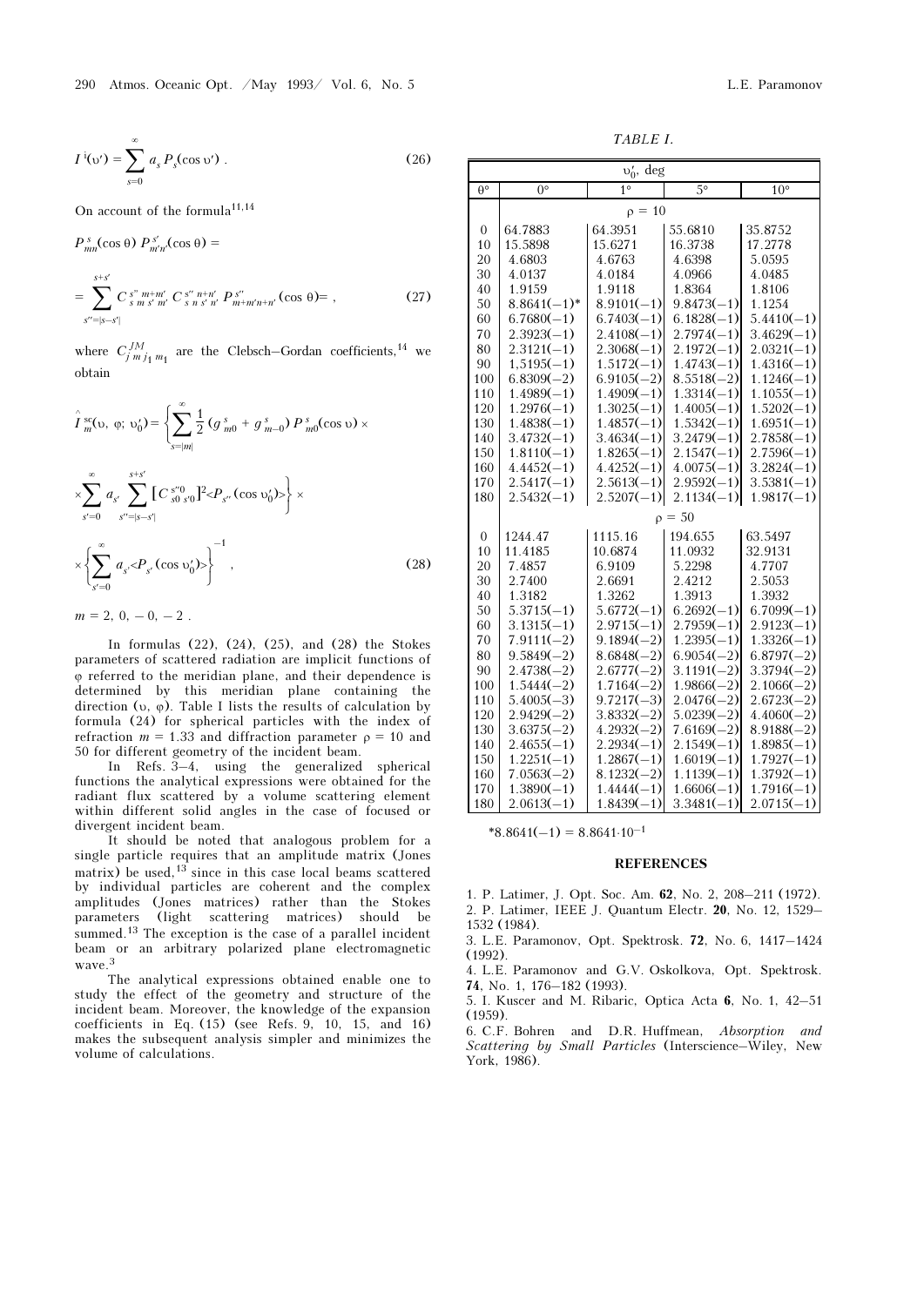$$I^{i}(\upsilon') = \sum_{s=0}^{\infty} a_s P_s(\cos \upsilon') . \tag{26}$$

On account of the formula[11,14]

$$P^{s}_{mn}(\cos \theta)\, P^{s'}_{m'n'}(\cos \theta) =$$

$$= \sum_{s''=|s-s'|}^{s+s'} C^{s''\, m+m'}_{s\, m\, s'\, m'}\, C^{s''\, n+n'}_{s\, n\, s'\, n'}\, P^{s''}_{m+m'n+n'}(\cos \theta) , \tag{27}$$

where $C^{JM}_{j\, m\, j_1\, m_1}$ are the Clebsch–Gordan coefficients,[14] we obtain

$$\hat{I}^{\,\mathrm{sc}}_{m}(\upsilon,\ \varphi;\ \upsilon'_0) = \left\{ \sum_{s=|m|}^{\infty} \frac{1}{2}\,(g^{s}_{m0} + g^{s}_{m-0})\, P^{s}_{m0}(\cos \upsilon) \times \right.$$

$$\left. \times \sum_{s'=0}^{\infty} a_{s'} \sum_{s''=|s-s'|}^{s+s'} [C^{s''0}_{s0\, s'0}]^2 \langle P_{s''}(\cos \upsilon'_0) \rangle \right\} \times$$

$$\times \left\{ \sum_{s'=0}^{\infty} a_{s'} \langle P_{s'}(\cos \upsilon'_0) \rangle \right\}^{-1} , \tag{28}$$

$m = 2,\ 0,\ -0,\ -2$ .

In formulas (22), (24), (25), and (28) the Stokes parameters of scattered radiation are implicit functions of $\varphi$ referred to the meridian plane, and their dependence is determined by this meridian plane containing the direction $(\upsilon,\ \varphi)$. Table I lists the results of calculation by formula (24) for spherical particles with the index of refraction $m = 1.33$ and diffraction parameter $\rho = 10$ and 50 for different geometry of the incident beam.

In Refs. 3–4, using the generalized spherical functions the analytical expressions were obtained for the radiant flux scattered by a volume scattering element within different solid angles in the case of focused or divergent incident beam.

It should be noted that analogous problem for a single particle requires that an amplitude matrix (Jones matrix) be used,[13] since in this case local beams scattered by individual particles are coherent and the complex amplitudes (Jones matrices) rather than the Stokes parameters (light scattering matrices) should be summed.[13] The exception is the case of a parallel incident beam or an arbitrary polarized plane electromagnetic wave.[3]

The analytical expressions obtained enable one to study the effect of the geometry and structure of the incident beam. Moreover, the knowledge of the expansion coefficients in Eq. (15) (see Refs. 9, 10, 15, and 16) makes the subsequent analysis simpler and minimizes the volume of calculations.

*TABLE I.*

| | $\upsilon'_0$, deg | | | |
|---|---|---|---|---|
| $\theta°$ | 0° | 1° | 5° | 10° |
| | $\rho = 10$ | | | |
| 0 | 64.7883 | 64.3951 | 55.6810 | 35.8752 |
| 10 | 15.5898 | 15.6271 | 16.3738 | 17.2778 |
| 20 | 4.6803 | 4.6763 | 4.6398 | 5.0595 |
| 30 | 4.0137 | 4.0184 | 4.0966 | 4.0485 |
| 40 | 1.9159 | 1.9118 | 1.8364 | 1.8106 |
| 50 | 8.8641(–1)* | 8.9101(–1) | 9.8473(–1) | 1.1254 |
| 60 | 6.7680(–1) | 6.7403(–1) | 6.1828(–1) | 5.4410(–1) |
| 70 | 2.3923(–1) | 2.4108(–1) | 2.7974(–1) | 3.4629(–1) |
| 80 | 2.3121(–1) | 2.3068(–1) | 2.1972(–1) | 2.0321(–1) |
| 90 | 1,5195(–1) | 1.5172(–1) | 1.4743(–1) | 1.4316(–1) |
| 100 | 6.8309(–2) | 6.9105(–2) | 8.5518(–2) | 1.1246(–1) |
| 110 | 1.4989(–1) | 1.4909(–1) | 1.3314(–1) | 1.1055(–1) |
| 120 | 1.2976(–1) | 1.3025(–1) | 1.4005(–1) | 1.5202(–1) |
| 130 | 1.4838(–1) | 1.4857(–1) | 1.5342(–1) | 1.6951(–1) |
| 140 | 3.4732(–1) | 3.4634(–1) | 3.2479(–1) | 2.7858(–1) |
| 150 | 1.8110(–1) | 1.8265(–1) | 2.1547(–1) | 2.7596(–1) |
| 160 | 4.4452(–1) | 4.4252(–1) | 4.0075(–1) | 3.2824(–1) |
| 170 | 2.5417(–1) | 2.5613(–1) | 2.9592(–1) | 3.5381(–1) |
| 180 | 2.5432(–1) | 2.5207(–1) | 2.1134(–1) | 1.9817(–1) |
| | $\rho = 50$ | | | |
| 0 | 1244.47 | 1115.16 | 194.655 | 63.5497 |
| 10 | 11.4185 | 10.6874 | 11.0932 | 32.9131 |
| 20 | 7.4857 | 6.9109 | 5.2298 | 4.7707 |
| 30 | 2.7400 | 2.6691 | 2.4212 | 2.5053 |
| 40 | 1.3182 | 1.3262 | 1.3913 | 1.3932 |
| 50 | 5.3715(–1) | 5.6772(–1) | 6.2692(–1) | 6.7099(–1) |
| 60 | 3.1315(–1) | 2.9715(–1) | 2.7959(–1) | 2.9123(–1) |
| 70 | 7.9111(–2) | 9.1894(–2) | 1.2395(–1) | 1.3326(–1) |
| 80 | 9.5849(–2) | 8.6848(–2) | 6.9054(–2) | 6.8797(–2) |
| 90 | 2.4738(–2) | 2.6777(–2) | 3.1191(–2) | 3.3794(–2) |
| 100 | 1.5444(–2) | 1.7164(–2) | 1.9866(–2) | 2.1066(–2) |
| 110 | 5.4005(–3) | 9.7217(–3) | 2.0476(–2) | 2.6723(–2) |
| 120 | 2.9429(–2) | 3.8332(–2) | 5.0239(–2) | 4.4060(–2) |
| 130 | 3.6375(–2) | 4.2932(–2) | 7.6169(–2) | 8.9188(–2) |
| 140 | 2.4655(–1) | 2.2934(–1) | 2.1549(–1) | 1.8985(–1) |
| 150 | 1.2251(–1) | 1.2867(–1) | 1.6019(–1) | 1.7927(–1) |
| 160 | 7.0563(–2) | 8.1232(–2) | 1.1139(–1) | 1.3792(–1) |
| 170 | 1.3890(–1) | 1.4444(–1) | 1.6606(–1) | 1.7916(–1) |
| 180 | 2.0613(–1) | 1.8439(–1) | 3.3481(–1) | 2.0715(–1) |

*8.8641(–1) = $8.8641 \cdot 10^{-1}$

## REFERENCES

1. P. Latimer, J. Opt. Soc. Am. **62**, No. 2, 208–211 (1972).
2. P. Latimer, IEEE J. Quantum Electr. **20**, No. 12, 1529–1532 (1984).
3. L.E. Paramonov, Opt. Spektrosk. **72**, No. 6, 1417–1424 (1992).
4. L.E. Paramonov and G.V. Oskolkova, Opt. Spektrosk. **74**, No. 1, 176–182 (1993).
5. I. Kuscer and M. Ribaric, Optica Acta **6**, No. 1, 42–51 (1959).
6. C.F. Bohren and D.R. Huffmean, *Absorption and Scattering by Small Particles* (Interscience–Wiley, New York, 1986).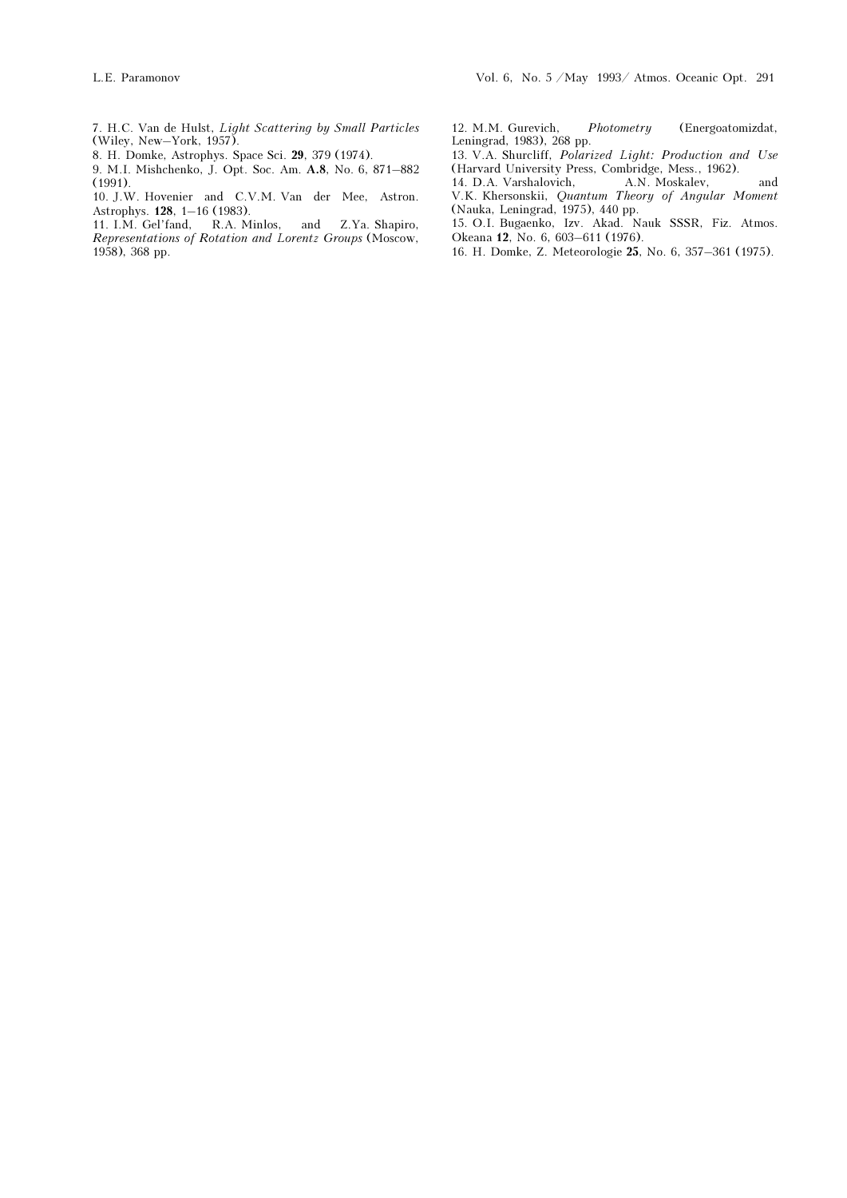7. H.C. Van de Hulst, *Light Scattering by Small Particles* (Wiley, New–York, 1957).

8. H. Domke, Astrophys. Space Sci. **29**, 379 (1974).

9. M.I. Mishchenko, J. Opt. Soc. Am. **A.8**, No. 6, 871–882 (1991).

10. J.W. Hovenier and C.V.M. Van der Mee, Astron. Astrophys. **128**, 1–16 (1983).

11. I.M. Gel'fand, R.A. Minlos, and Z.Ya. Shapiro, *Representations of Rotation and Lorentz Groups* (Moscow, 1958), 368 pp.

12. M.M. Gurevich, *Photometry* (Energoatomizdat, Leningrad, 1983), 268 pp.

13. V.A. Shurcliff, *Polarized Light: Production and Use* (Harvard University Press, Combridge, Mess., 1962).

14. D.A. Varshalovich, A.N. Moskalev, and V.K. Khersonskii, *Quantum Theory of Angular Moment* (Nauka, Leningrad, 1975), 440 pp.

15. O.I. Bugaenko, Izv. Akad. Nauk SSSR, Fiz. Atmos. Okeana **12**, No. 6, 603–611 (1976).

16. H. Domke, Z. Meteorologie **25**, No. 6, 357–361 (1975).